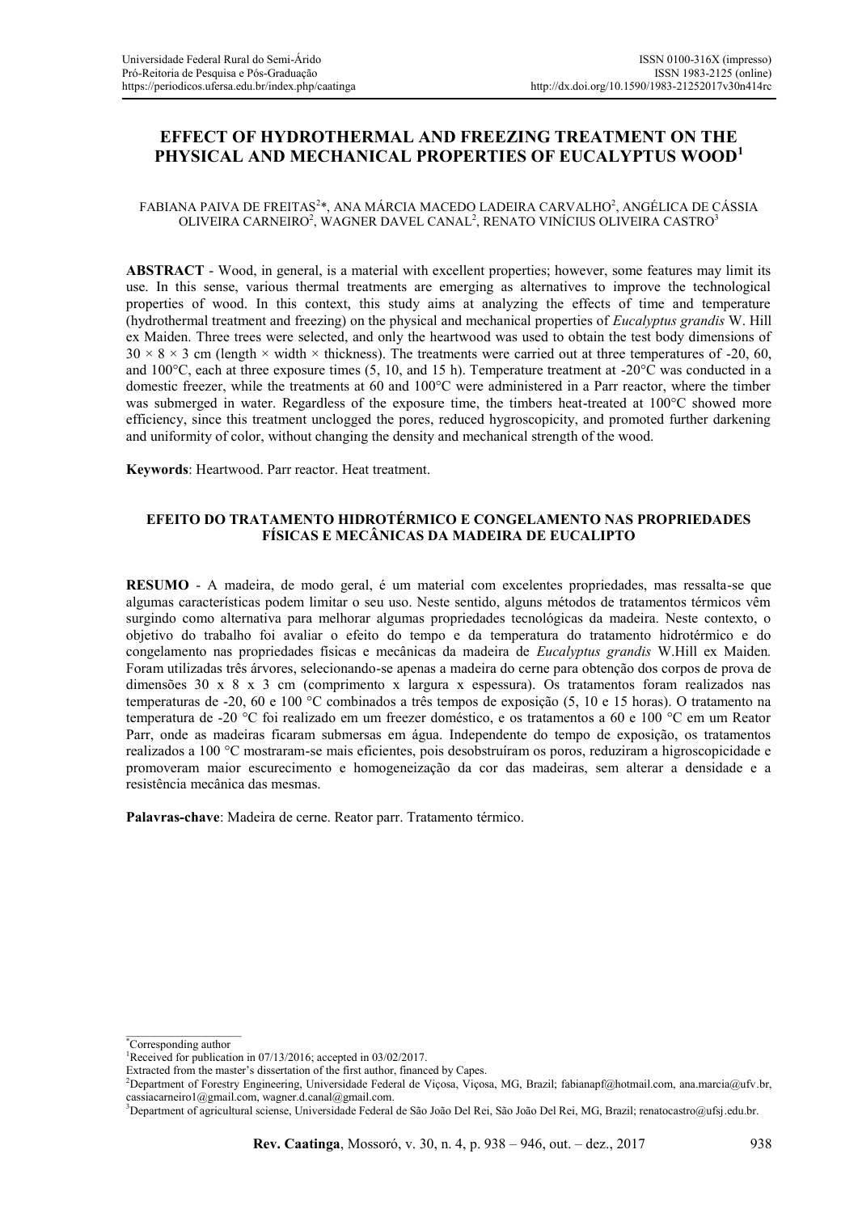# EFFECT OF HYDROTHERMAL AND FREEZING TREATMENT ON THE PHYSICAL AND MECHANICAL PROPERTIES OF EUCALYPTUS WOOD[1]

FABIANA PAIVA DE FREITAS[2]*, ANA MÁRCIA MACEDO LADEIRA CARVALHO[2], ANGÉLICA DE CÁSSIA OLIVEIRA CARNEIRO[2], WAGNER DAVEL CANAL[2], RENATO VINÍCIUS OLIVEIRA CASTRO[3]

**ABSTRACT** - Wood, in general, is a material with excellent properties; however, some features may limit its use. In this sense, various thermal treatments are emerging as alternatives to improve the technological properties of wood. In this context, this study aims at analyzing the effects of time and temperature (hydrothermal treatment and freezing) on the physical and mechanical properties of *Eucalyptus grandis* W. Hill ex Maiden. Three trees were selected, and only the heartwood was used to obtain the test body dimensions of 30 × 8 × 3 cm (length × width × thickness). The treatments were carried out at three temperatures of -20, 60, and 100°C, each at three exposure times (5, 10, and 15 h). Temperature treatment at -20°C was conducted in a domestic freezer, while the treatments at 60 and 100°C were administered in a Parr reactor, where the timber was submerged in water. Regardless of the exposure time, the timbers heat-treated at 100°C showed more efficiency, since this treatment unclogged the pores, reduced hygroscopicity, and promoted further darkening and uniformity of color, without changing the density and mechanical strength of the wood.

**Keywords**: Heartwood. Parr reactor. Heat treatment.

## EFEITO DO TRATAMENTO HIDROTÉRMICO E CONGELAMENTO NAS PROPRIEDADES FÍSICAS E MECÂNICAS DA MADEIRA DE EUCALIPTO

**RESUMO** - A madeira, de modo geral, é um material com excelentes propriedades, mas ressalta-se que algumas características podem limitar o seu uso. Neste sentido, alguns métodos de tratamentos térmicos vêm surgindo como alternativa para melhorar algumas propriedades tecnológicas da madeira. Neste contexto, o objetivo do trabalho foi avaliar o efeito do tempo e da temperatura do tratamento hidrotérmico e do congelamento nas propriedades físicas e mecânicas da madeira de *Eucalyptus grandis* W.Hill ex Maiden. Foram utilizadas três árvores, selecionando-se apenas a madeira do cerne para obtenção dos corpos de prova de dimensões 30 x 8 x 3 cm (comprimento x largura x espessura). Os tratamentos foram realizados nas temperaturas de -20, 60 e 100 °C combinados a três tempos de exposição (5, 10 e 15 horas). O tratamento na temperatura de -20 °C foi realizado em um freezer doméstico, e os tratamentos a 60 e 100 °C em um Reator Parr, onde as madeiras ficaram submersas em água. Independente do tempo de exposição, os tratamentos realizados a 100 °C mostraram-se mais eficientes, pois desobstruíram os poros, reduziram a higroscopicidade e promoveram maior escurecimento e homogeneização da cor das madeiras, sem alterar a densidade e a resistência mecânica das mesmas.

**Palavras-chave**: Madeira de cerne. Reator parr. Tratamento térmico.

---

*Corresponding author

[1]Received for publication in 07/13/2016; accepted in 03/02/2017.
Extracted from the master's dissertation of the first author, financed by Capes.

[2]Department of Forestry Engineering, Universidade Federal de Viçosa, Viçosa, MG, Brazil; fabianapf@hotmail.com, ana.marcia@ufv.br, cassiacarneiro1@gmail.com, wagner.d.canal@gmail.com.

[3]Department of agricultural sciense, Universidade Federal de São João Del Rei, São João Del Rei, MG, Brazil; renatocastro@ufsj.edu.br.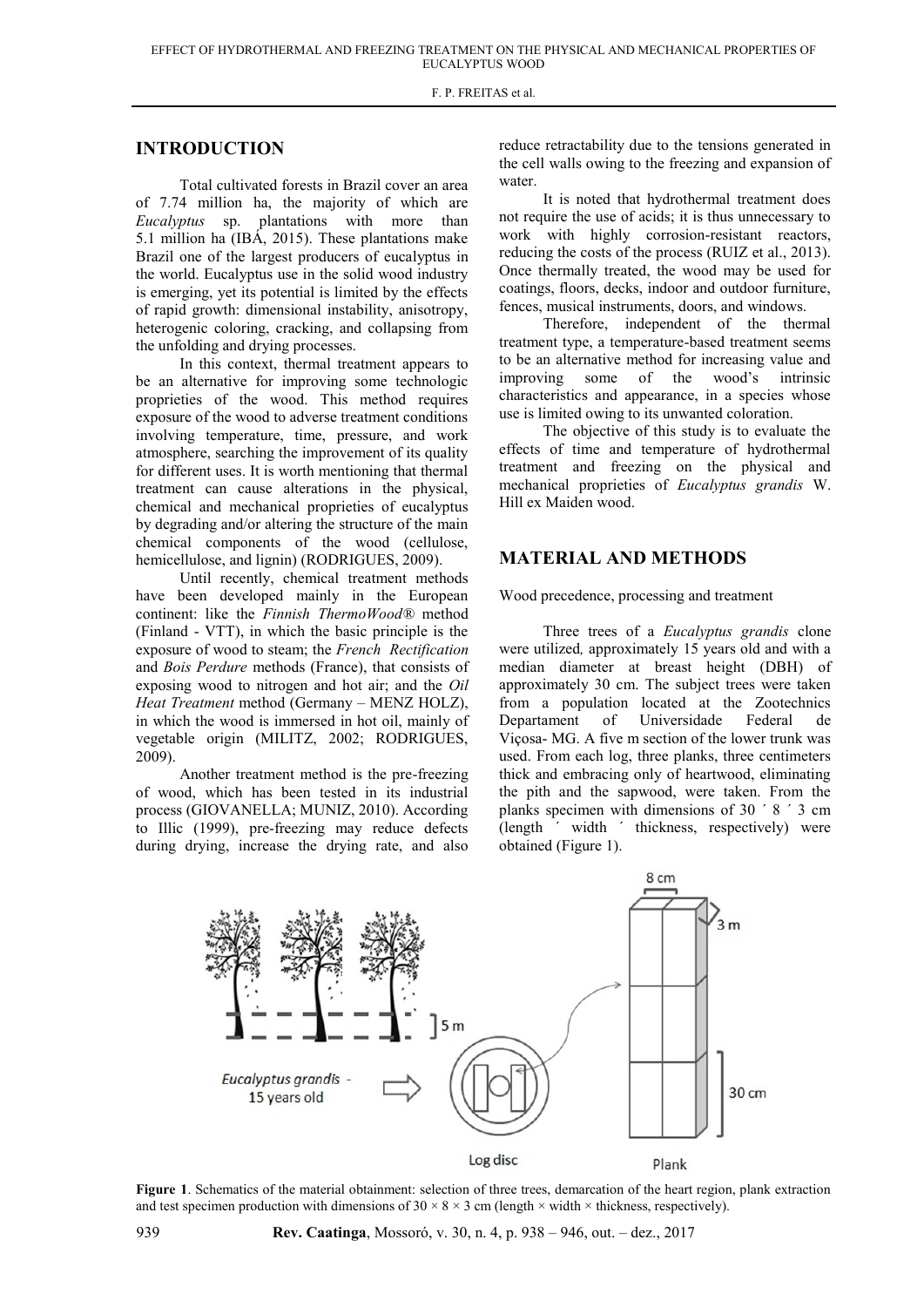## INTRODUCTION

Total cultivated forests in Brazil cover an area of 7.74 million ha, the majority of which are *Eucalyptus* sp. plantations with more than 5.1 million ha (IBÁ, 2015). These plantations make Brazil one of the largest producers of eucalyptus in the world. Eucalyptus use in the solid wood industry is emerging, yet its potential is limited by the effects of rapid growth: dimensional instability, anisotropy, heterogenic coloring, cracking, and collapsing from the unfolding and drying processes.

In this context, thermal treatment appears to be an alternative for improving some technologic proprieties of the wood. This method requires exposure of the wood to adverse treatment conditions involving temperature, time, pressure, and work atmosphere, searching the improvement of its quality for different uses. It is worth mentioning that thermal treatment can cause alterations in the physical, chemical and mechanical proprieties of eucalyptus by degrading and/or altering the structure of the main chemical components of the wood (cellulose, hemicellulose, and lignin) (RODRIGUES, 2009).

Until recently, chemical treatment methods have been developed mainly in the European continent: like the *Finnish ThermoWood®* method (Finland - VTT), in which the basic principle is the exposure of wood to steam; the *French Rectification* and *Bois Perdure* methods (France), that consists of exposing wood to nitrogen and hot air; and the *Oil Heat Treatment* method (Germany – MENZ HOLZ), in which the wood is immersed in hot oil, mainly of vegetable origin (MILITZ, 2002; RODRIGUES, 2009).

Another treatment method is the pre-freezing of wood, which has been tested in its industrial process (GIOVANELLA; MUNIZ, 2010). According to Illic (1999), pre-freezing may reduce defects during drying, increase the drying rate, and also reduce retractability due to the tensions generated in the cell walls owing to the freezing and expansion of water.

It is noted that hydrothermal treatment does not require the use of acids; it is thus unnecessary to work with highly corrosion-resistant reactors, reducing the costs of the process (RUIZ et al., 2013). Once thermally treated, the wood may be used for coatings, floors, decks, indoor and outdoor furniture, fences, musical instruments, doors, and windows.

Therefore, independent of the thermal treatment type, a temperature-based treatment seems to be an alternative method for increasing value and improving some of the wood's intrinsic characteristics and appearance, in a species whose use is limited owing to its unwanted coloration.

The objective of this study is to evaluate the effects of time and temperature of hydrothermal treatment and freezing on the physical and mechanical proprieties of *Eucalyptus grandis* W. Hill ex Maiden wood.

## MATERIAL AND METHODS

Wood precedence, processing and treatment

Three trees of a *Eucalyptus grandis* clone were utilized, approximately 15 years old and with a median diameter at breast height (DBH) of approximately 30 cm. The subject trees were taken from a population located at the Zootechnics Departament of Universidade Federal de Viçosa- MG. A five m section of the lower trunk was used. From each log, three planks, three centimeters thick and embracing only of heartwood, eliminating the pith and the sapwood, were taken. From the planks specimen with dimensions of 30 ´ 8 ´ 3 cm (length ´ width ´ thickness, respectively) were obtained (Figure 1).

**Figure 1**. Schematics of the material obtainment: selection of three trees, demarcation of the heart region, plank extraction and test specimen production with dimensions of 30 × 8 × 3 cm (length × width × thickness, respectively).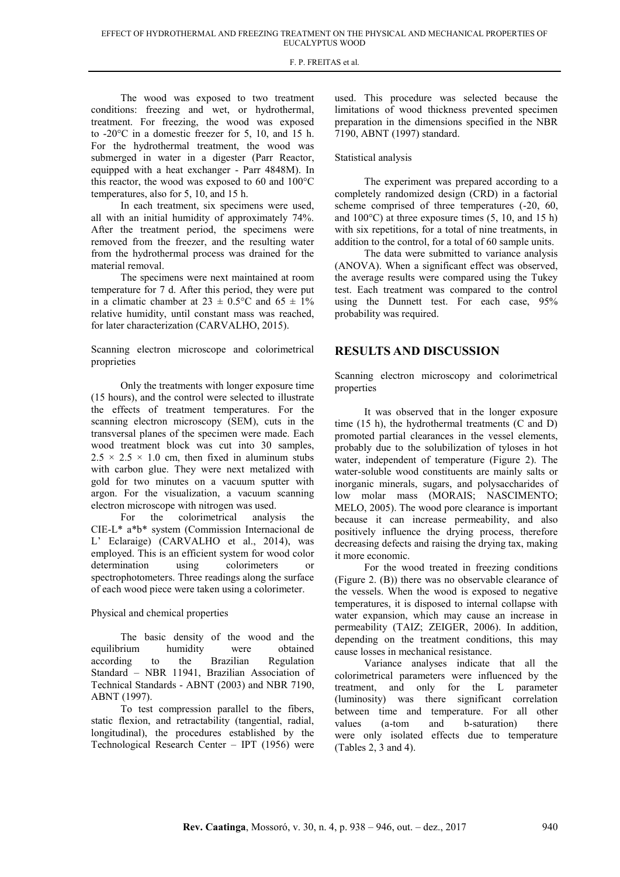The wood was exposed to two treatment conditions: freezing and wet, or hydrothermal, treatment. For freezing, the wood was exposed to -20°C in a domestic freezer for 5, 10, and 15 h. For the hydrothermal treatment, the wood was submerged in water in a digester (Parr Reactor, equipped with a heat exchanger - Parr 4848M). In this reactor, the wood was exposed to 60 and 100°C temperatures, also for 5, 10, and 15 h.

In each treatment, six specimens were used, all with an initial humidity of approximately 74%. After the treatment period, the specimens were removed from the freezer, and the resulting water from the hydrothermal process was drained for the material removal.

The specimens were next maintained at room temperature for 7 d. After this period, they were put in a climatic chamber at 23 ± 0.5°C and 65 ± 1% relative humidity, until constant mass was reached, for later characterization (CARVALHO, 2015).

Scanning electron microscope and colorimetrical proprieties

Only the treatments with longer exposure time (15 hours), and the control were selected to illustrate the effects of treatment temperatures. For the scanning electron microscopy (SEM), cuts in the transversal planes of the specimen were made. Each wood treatment block was cut into 30 samples, 2.5 × 2.5 × 1.0 cm, then fixed in aluminum stubs with carbon glue. They were next metalized with gold for two minutes on a vacuum sputter with argon. For the visualization, a vacuum scanning electron microscope with nitrogen was used.

For the colorimetrical analysis the CIE-L* a*b* system (Commission Internacional de L' Eclaraige) (CARVALHO et al., 2014), was employed. This is an efficient system for wood color determination using colorimeters or spectrophotometers. Three readings along the surface of each wood piece were taken using a colorimeter.

Physical and chemical properties

The basic density of the wood and the equilibrium humidity were obtained according to the Brazilian Regulation Standard – NBR 11941, Brazilian Association of Technical Standards - ABNT (2003) and NBR 7190, ABNT (1997).

To test compression parallel to the fibers, static flexion, and retractability (tangential, radial, longitudinal), the procedures established by the Technological Research Center – IPT (1956) were used. This procedure was selected because the limitations of wood thickness prevented specimen preparation in the dimensions specified in the NBR 7190, ABNT (1997) standard.

Statistical analysis

The experiment was prepared according to a completely randomized design (CRD) in a factorial scheme comprised of three temperatures (-20, 60, and 100°C) at three exposure times (5, 10, and 15 h) with six repetitions, for a total of nine treatments, in addition to the control, for a total of 60 sample units.

The data were submitted to variance analysis (ANOVA). When a significant effect was observed, the average results were compared using the Tukey test. Each treatment was compared to the control using the Dunnett test. For each case, 95% probability was required.

## RESULTS AND DISCUSSION

Scanning electron microscopy and colorimetrical properties

It was observed that in the longer exposure time (15 h), the hydrothermal treatments (C and D) promoted partial clearances in the vessel elements, probably due to the solubilization of tyloses in hot water, independent of temperature (Figure 2). The water-soluble wood constituents are mainly salts or inorganic minerals, sugars, and polysaccharides of low molar mass (MORAIS; NASCIMENTO; MELO, 2005). The wood pore clearance is important because it can increase permeability, and also positively influence the drying process, therefore decreasing defects and raising the drying tax, making it more economic.

For the wood treated in freezing conditions (Figure 2. (B)) there was no observable clearance of the vessels. When the wood is exposed to negative temperatures, it is disposed to internal collapse with water expansion, which may cause an increase in permeability (TAIZ; ZEIGER, 2006). In addition, depending on the treatment conditions, this may cause losses in mechanical resistance.

Variance analyses indicate that all the colorimetrical parameters were influenced by the treatment, and only for the L parameter (luminosity) was there significant correlation between time and temperature. For all other values (a-tom and b-saturation) there were only isolated effects due to temperature (Tables 2, 3 and 4).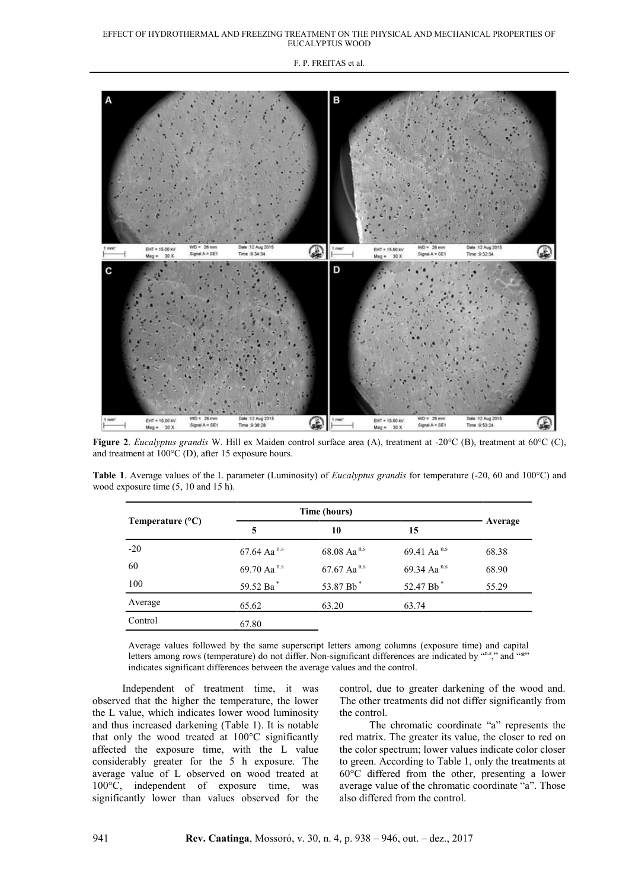**Figure 2**. *Eucalyptus grandis* W. Hill ex Maiden control surface area (A), treatment at -20°C (B), treatment at 60°C (C), and treatment at 100°C (D), after 15 exposure hours.

**Table 1**. Average values of the L parameter (Luminosity) of *Eucalyptus grandis* for temperature (-20, 60 and 100°C) and wood exposure time (5, 10 and 15 h).

| Temperature (°C) | Time (hours) | | | Average |
|---|---|---|---|---|
| | 5 | 10 | 15 | |
| -20 | 67.64 Aa $^{n.s}$ | 68.08 Aa $^{n.s}$ | 69.41 Aa $^{n.s}$ | 68.38 |
| 60 | 69.70 Aa $^{n.s}$ | 67.67 Aa $^{n.s}$ | 69.34 Aa $^{n.s}$ | 68.90 |
| 100 | 59.52 Ba $^{*}$ | 53.87 Bb $^{*}$ | 52.47 Bb $^{*}$ | 55.29 |
| Average | 65.62 | 63.20 | 63.74 | |
| Control | 67.80 | | | |

Average values followed by the same superscript letters among columns (exposure time) and capital letters among rows (temperature) do not differ. Non-significant differences are indicated by "n.s," and "*" indicates significant differences between the average values and the control.

Independent of treatment time, it was observed that the higher the temperature, the lower the L value, which indicates lower wood luminosity and thus increased darkening (Table 1). It is notable that only the wood treated at 100°C significantly affected the exposure time, with the L value considerably greater for the 5 h exposure. The average value of L observed on wood treated at 100°C, independent of exposure time, was significantly lower than values observed for the control, due to greater darkening of the wood and. The other treatments did not differ significantly from the control.

The chromatic coordinate "a" represents the red matrix. The greater its value, the closer to red on the color spectrum; lower values indicate color closer to green. According to Table 1, only the treatments at 60°C differed from the other, presenting a lower average value of the chromatic coordinate "a". Those also differed from the control.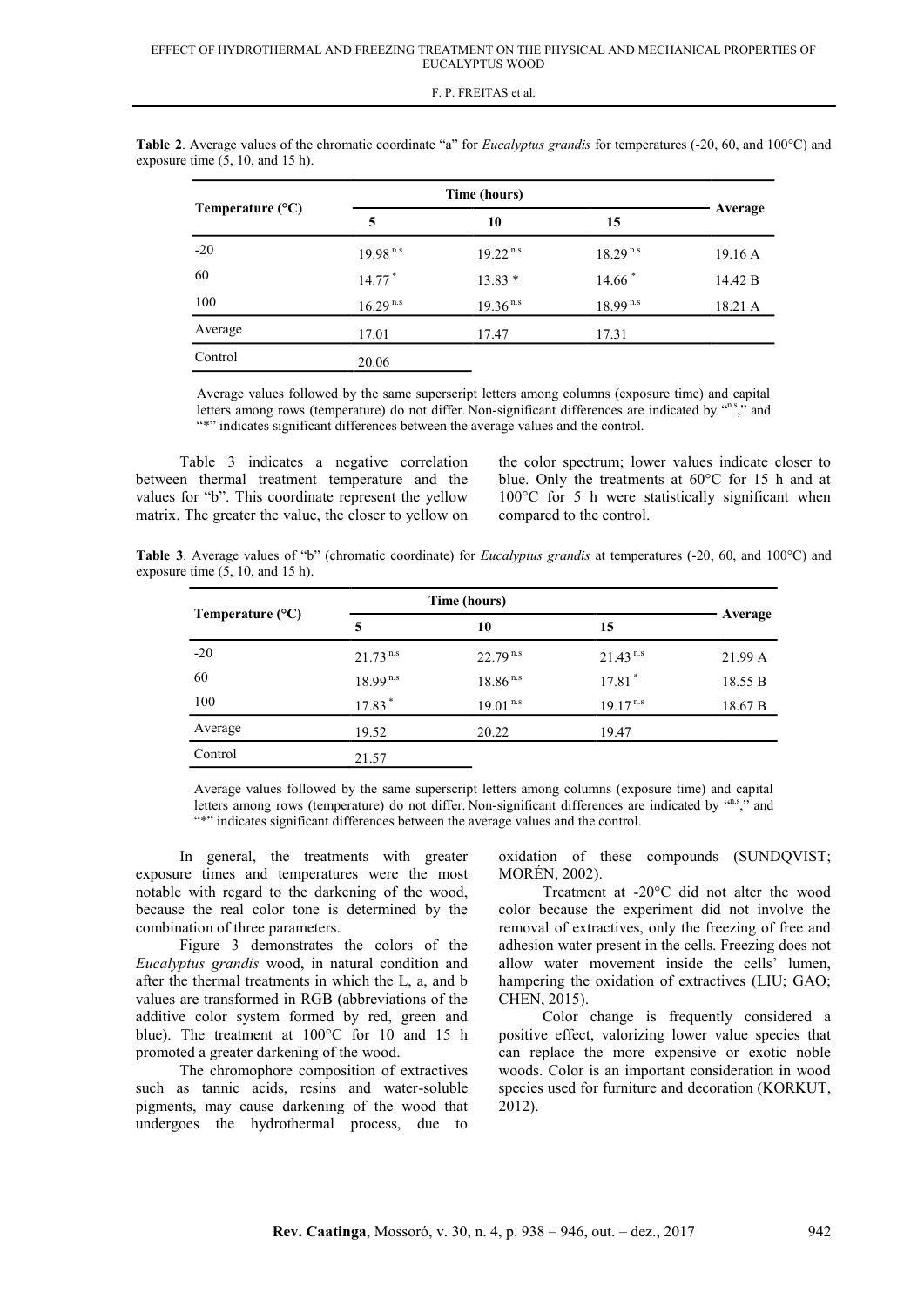**Table 2**. Average values of the chromatic coordinate "a" for *Eucalyptus grandis* for temperatures (-20, 60, and 100°C) and exposure time (5, 10, and 15 h).

| Temperature (°C) | Time (hours) | | | Average |
|---|---|---|---|---|
| | 5 | 10 | 15 | |
| -20 | 19.98 n.s | 19.22 n.s | 18.29 n.s | 19.16 A |
| 60 | 14.77 * | 13.83 * | 14.66 * | 14.42 B |
| 100 | 16.29 n.s | 19.36 n.s | 18.99 n.s | 18.21 A |
| Average | 17.01 | 17.47 | 17.31 | |
| Control | 20.06 | | | |

Average values followed by the same superscript letters among columns (exposure time) and capital letters among rows (temperature) do not differ. Non-significant differences are indicated by "n.s," and "*" indicates significant differences between the average values and the control.

Table 3 indicates a negative correlation between thermal treatment temperature and the values for "b". This coordinate represent the yellow matrix. The greater the value, the closer to yellow on the color spectrum; lower values indicate closer to blue. Only the treatments at 60°C for 15 h and at 100°C for 5 h were statistically significant when compared to the control.

**Table 3**. Average values of "b" (chromatic coordinate) for *Eucalyptus grandis* at temperatures (-20, 60, and 100°C) and exposure time (5, 10, and 15 h).

| Temperature (°C) | Time (hours) | | | Average |
|---|---|---|---|---|
| | 5 | 10 | 15 | |
| -20 | 21.73 n.s | 22.79 n.s | 21.43 n.s | 21.99 A |
| 60 | 18.99 n.s | 18.86 n.s | 17.81 * | 18.55 B |
| 100 | 17.83 * | 19.01 n.s | 19.17 n.s | 18.67 B |
| Average | 19.52 | 20.22 | 19.47 | |
| Control | 21.57 | | | |

Average values followed by the same superscript letters among columns (exposure time) and capital letters among rows (temperature) do not differ. Non-significant differences are indicated by "n.s," and "*" indicates significant differences between the average values and the control.

In general, the treatments with greater exposure times and temperatures were the most notable with regard to the darkening of the wood, because the real color tone is determined by the combination of three parameters.

Figure 3 demonstrates the colors of the *Eucalyptus grandis* wood, in natural condition and after the thermal treatments in which the L, a, and b values are transformed in RGB (abbreviations of the additive color system formed by red, green and blue). The treatment at 100°C for 10 and 15 h promoted a greater darkening of the wood.

The chromophore composition of extractives such as tannic acids, resins and water-soluble pigments, may cause darkening of the wood that undergoes the hydrothermal process, due to oxidation of these compounds (SUNDQVIST; MORÉN, 2002).

Treatment at -20°C did not alter the wood color because the experiment did not involve the removal of extractives, only the freezing of free and adhesion water present in the cells. Freezing does not allow water movement inside the cells' lumen, hampering the oxidation of extractives (LIU; GAO; CHEN, 2015).

Color change is frequently considered a positive effect, valorizing lower value species that can replace the more expensive or exotic noble woods. Color is an important consideration in wood species used for furniture and decoration (KORKUT, 2012).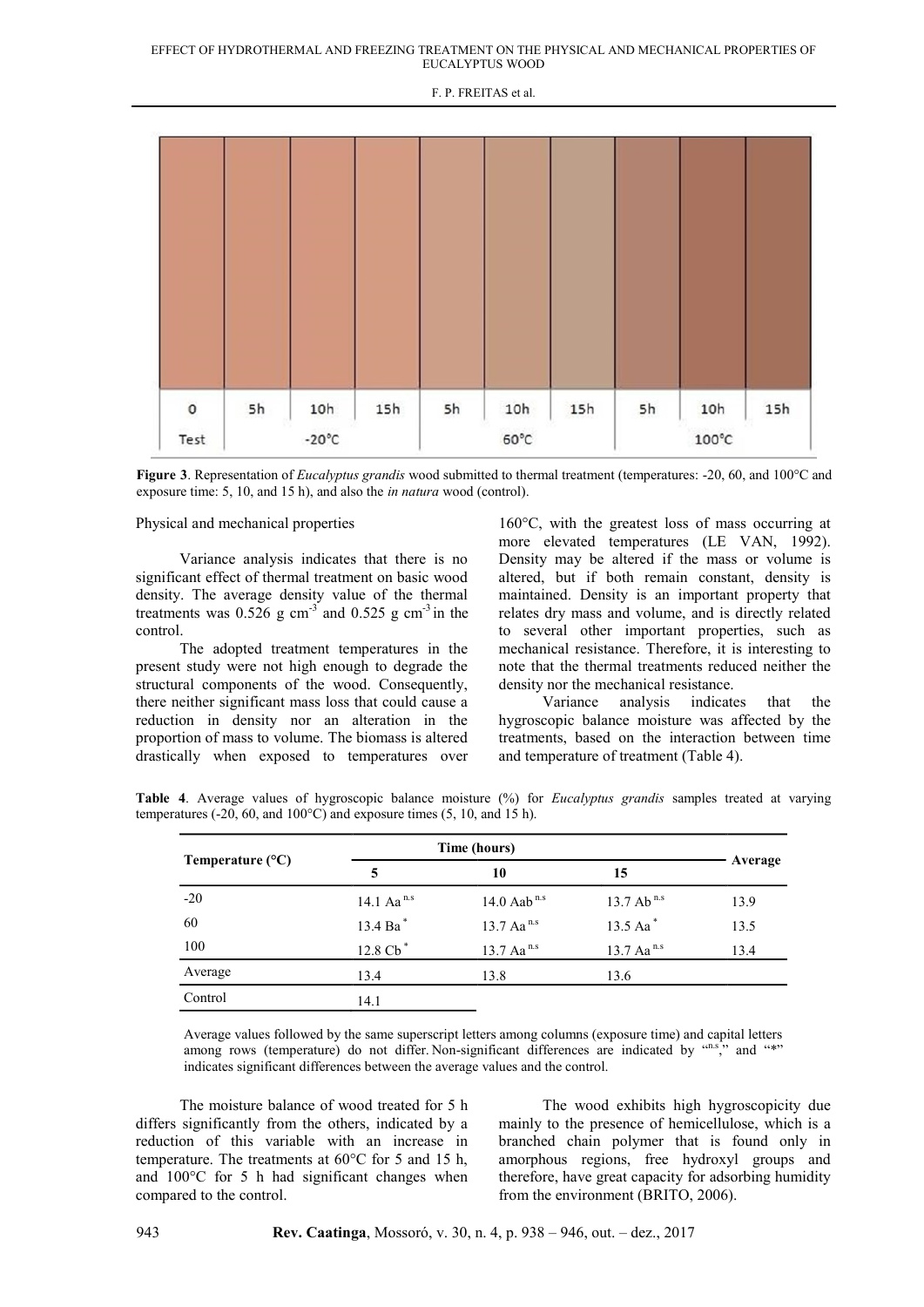| 0 | 5h | 10h | 15h | 5h | 10h | 15h | 5h | 10h | 15h |
|---|---|---|---|---|---|---|---|---|---|
| Test | -20°C | | | 60°C | | | 100°C | | |

**Figure 3**. Representation of *Eucalyptus grandis* wood submitted to thermal treatment (temperatures: -20, 60, and 100°C and exposure time: 5, 10, and 15 h), and also the *in natura* wood (control).

Physical and mechanical properties

Variance analysis indicates that there is no significant effect of thermal treatment on basic wood density. The average density value of the thermal treatments was 0.526 g $cm^{-3}$ and 0.525 g $cm^{-3}$ in the control.

The adopted treatment temperatures in the present study were not high enough to degrade the structural components of the wood. Consequently, there neither significant mass loss that could cause a reduction in density nor an alteration in the proportion of mass to volume. The biomass is altered drastically when exposed to temperatures over 160°C, with the greatest loss of mass occurring at more elevated temperatures (LE VAN, 1992). Density may be altered if the mass or volume is altered, but if both remain constant, density is maintained. Density is an important property that relates dry mass and volume, and is directly related to several other important properties, such as mechanical resistance. Therefore, it is interesting to note that the thermal treatments reduced neither the density nor the mechanical resistance.

Variance analysis indicates that the hygroscopic balance moisture was affected by the treatments, based on the interaction between time and temperature of treatment (Table 4).

**Table 4**. Average values of hygroscopic balance moisture (%) for *Eucalyptus grandis* samples treated at varying temperatures (-20, 60, and 100°C) and exposure times (5, 10, and 15 h).

| Temperature (°C) | Time (hours) | | | Average |
|---|---|---|---|---|
| | 5 | 10 | 15 | |
| -20 | 14.1 Aa $^{n.s}$ | 14.0 Aab $^{n.s}$ | 13.7 Ab $^{n.s}$ | 13.9 |
| 60 | 13.4 Ba $^{*}$ | 13.7 Aa $^{n.s}$ | 13.5 Aa $^{*}$ | 13.5 |
| 100 | 12.8 Cb $^{*}$ | 13.7 Aa $^{n.s}$ | 13.7 Aa $^{n.s}$ | 13.4 |
| Average | 13.4 | 13.8 | 13.6 | |
| Control | 14.1 | | | |

Average values followed by the same superscript letters among columns (exposure time) and capital letters among rows (temperature) do not differ. Non-significant differences are indicated by "n.s," and "*" indicates significant differences between the average values and the control.

The moisture balance of wood treated for 5 h differs significantly from the others, indicated by a reduction of this variable with an increase in temperature. The treatments at 60°C for 5 and 15 h, and 100°C for 5 h had significant changes when compared to the control.

The wood exhibits high hygroscopicity due mainly to the presence of hemicellulose, which is a branched chain polymer that is found only in amorphous regions, free hydroxyl groups and therefore, have great capacity for adsorbing humidity from the environment (BRITO, 2006).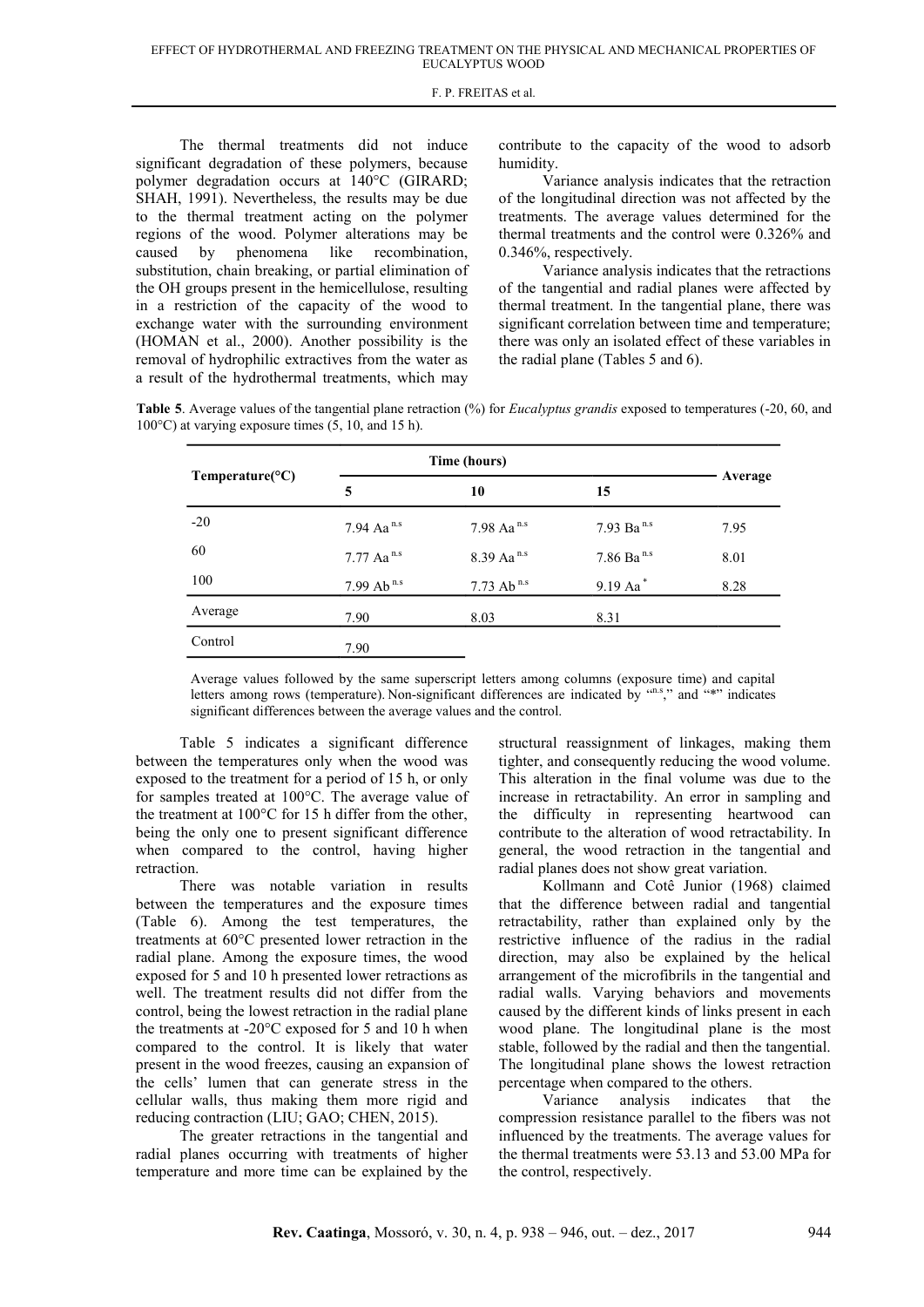The thermal treatments did not induce significant degradation of these polymers, because polymer degradation occurs at 140°C (GIRARD; SHAH, 1991). Nevertheless, the results may be due to the thermal treatment acting on the polymer regions of the wood. Polymer alterations may be caused by phenomena like recombination, substitution, chain breaking, or partial elimination of the OH groups present in the hemicellulose, resulting in a restriction of the capacity of the wood to exchange water with the surrounding environment (HOMAN et al., 2000). Another possibility is the removal of hydrophilic extractives from the water as a result of the hydrothermal treatments, which may contribute to the capacity of the wood to adsorb humidity.

Variance analysis indicates that the retraction of the longitudinal direction was not affected by the treatments. The average values determined for the thermal treatments and the control were 0.326% and 0.346%, respectively.

Variance analysis indicates that the retractions of the tangential and radial planes were affected by thermal treatment. In the tangential plane, there was significant correlation between time and temperature; there was only an isolated effect of these variables in the radial plane (Tables 5 and 6).

**Table 5**. Average values of the tangential plane retraction (%) for *Eucalyptus grandis* exposed to temperatures (-20, 60, and 100°C) at varying exposure times (5, 10, and 15 h).

| Temperature(°C) | Time (hours) | | | Average |
|---|---|---|---|---|
| | 5 | 10 | 15 | |
| -20 | 7.94 Aa $^{n.s}$ | 7.98 Aa $^{n.s}$ | 7.93 Ba $^{n.s}$ | 7.95 |
| 60 | 7.77 Aa $^{n.s}$ | 8.39 Aa $^{n.s}$ | 7.86 Ba $^{n.s}$ | 8.01 |
| 100 | 7.99 Ab $^{n.s}$ | 7.73 Ab $^{n.s}$ | 9.19 Aa $^{*}$ | 8.28 |
| Average | 7.90 | 8.03 | 8.31 | |
| Control | 7.90 | | | |

Average values followed by the same superscript letters among columns (exposure time) and capital letters among rows (temperature). Non-significant differences are indicated by "n.s," and "*" indicates significant differences between the average values and the control.

Table 5 indicates a significant difference between the temperatures only when the wood was exposed to the treatment for a period of 15 h, or only for samples treated at 100°C. The average value of the treatment at 100°C for 15 h differ from the other, being the only one to present significant difference when compared to the control, having higher retraction.

There was notable variation in results between the temperatures and the exposure times (Table 6). Among the test temperatures, the treatments at 60°C presented lower retraction in the radial plane. Among the exposure times, the wood exposed for 5 and 10 h presented lower retractions as well. The treatment results did not differ from the control, being the lowest retraction in the radial plane the treatments at -20°C exposed for 5 and 10 h when compared to the control. It is likely that water present in the wood freezes, causing an expansion of the cells' lumen that can generate stress in the cellular walls, thus making them more rigid and reducing contraction (LIU; GAO; CHEN, 2015).

The greater retractions in the tangential and radial planes occurring with treatments of higher temperature and more time can be explained by the structural reassignment of linkages, making them tighter, and consequently reducing the wood volume. This alteration in the final volume was due to the increase in retractability. An error in sampling and the difficulty in representing heartwood can contribute to the alteration of wood retractability. In general, the wood retraction in the tangential and radial planes does not show great variation.

Kollmann and Cotê Junior (1968) claimed that the difference between radial and tangential retractability, rather than explained only by the restrictive influence of the radius in the radial direction, may also be explained by the helical arrangement of the microfibrils in the tangential and radial walls. Varying behaviors and movements caused by the different kinds of links present in each wood plane. The longitudinal plane is the most stable, followed by the radial and then the tangential. The longitudinal plane shows the lowest retraction percentage when compared to the others.

Variance analysis indicates that the compression resistance parallel to the fibers was not influenced by the treatments. The average values for the thermal treatments were 53.13 and 53.00 MPa for the control, respectively.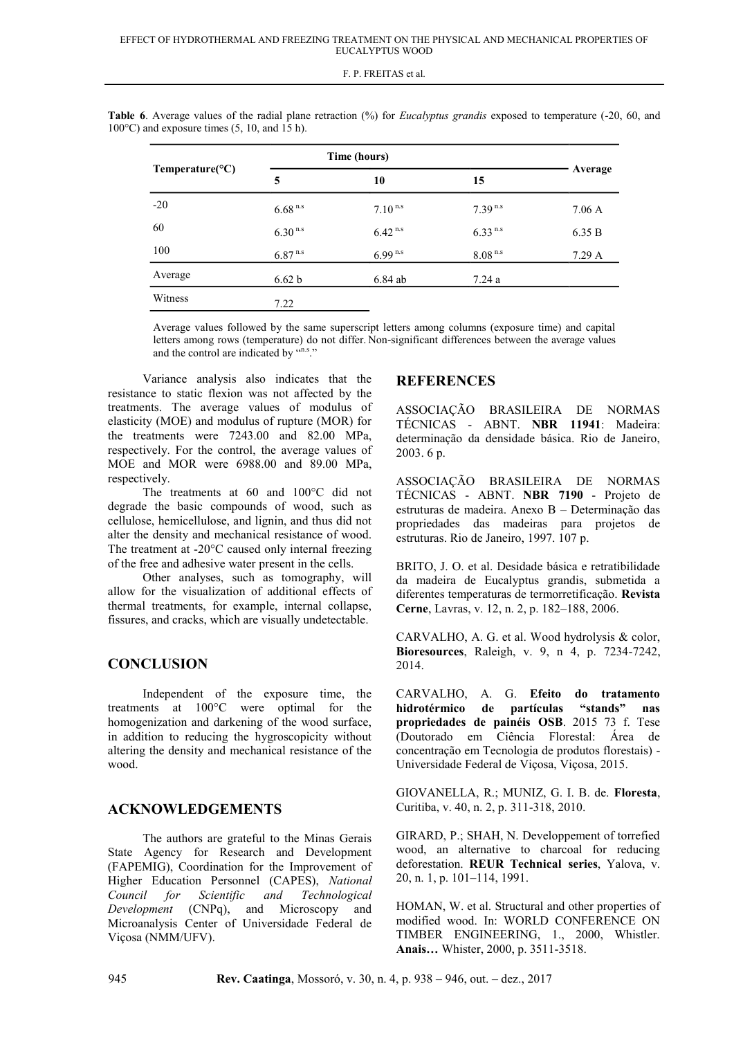**Table 6**. Average values of the radial plane retraction (%) for *Eucalyptus grandis* exposed to temperature (-20, 60, and 100°C) and exposure times (5, 10, and 15 h).

| Temperature(°C) | Time (hours) | | | Average |
|---|---|---|---|---|
| | 5 | 10 | 15 | |
| -20 | 6.68 $^{n.s}$ | 7.10 $^{n.s}$ | 7.39 $^{n.s}$ | 7.06 A |
| 60 | 6.30 $^{n.s}$ | 6.42 $^{n.s}$ | 6.33 $^{n.s}$ | 6.35 B |
| 100 | 6.87 $^{n.s}$ | 6.99 $^{n.s}$ | 8.08 $^{n.s}$ | 7.29 A |
| Average | 6.62 b | 6.84 ab | 7.24 a | |
| Witness | 7.22 | | | |

Average values followed by the same superscript letters among columns (exposure time) and capital letters among rows (temperature) do not differ. Non-significant differences between the average values and the control are indicated by "$^{n.s}$."

Variance analysis also indicates that the resistance to static flexion was not affected by the treatments. The average values of modulus of elasticity (MOE) and modulus of rupture (MOR) for the treatments were 7243.00 and 82.00 MPa, respectively. For the control, the average values of MOE and MOR were 6988.00 and 89.00 MPa, respectively.

The treatments at 60 and 100°C did not degrade the basic compounds of wood, such as cellulose, hemicellulose, and lignin, and thus did not alter the density and mechanical resistance of wood. The treatment at -20°C caused only internal freezing of the free and adhesive water present in the cells.

Other analyses, such as tomography, will allow for the visualization of additional effects of thermal treatments, for example, internal collapse, fissures, and cracks, which are visually undetectable.

## CONCLUSION

Independent of the exposure time, the treatments at 100°C were optimal for the homogenization and darkening of the wood surface, in addition to reducing the hygroscopicity without altering the density and mechanical resistance of the wood.

## ACKNOWLEDGEMENTS

The authors are grateful to the Minas Gerais State Agency for Research and Development (FAPEMIG), Coordination for the Improvement of Higher Education Personnel (CAPES), *National Council for Scientific and Technological Development* (CNPq), and Microscopy and Microanalysis Center of Universidade Federal de Viçosa (NMM/UFV).

## REFERENCES

ASSOCIAÇÃO BRASILEIRA DE NORMAS TÉCNICAS - ABNT. **NBR 11941**: Madeira: determinação da densidade básica. Rio de Janeiro, 2003. 6 p.

ASSOCIAÇÃO BRASILEIRA DE NORMAS TÉCNICAS - ABNT. **NBR 7190** - Projeto de estruturas de madeira. Anexo B – Determinação das propriedades das madeiras para projetos de estruturas. Rio de Janeiro, 1997. 107 p.

BRITO, J. O. et al. Desidade básica e retratibilidade da madeira de Eucalyptus grandis, submetida a diferentes temperaturas de termorretificação. **Revista Cerne**, Lavras, v. 12, n. 2, p. 182–188, 2006.

CARVALHO, A. G. et al. Wood hydrolysis & color, **Bioresources**, Raleigh, v. 9, n 4, p. 7234-7242, 2014.

CARVALHO, A. G. **Efeito do tratamento hidrotérmico de partículas "stands" nas propriedades de painéis OSB**. 2015 73 f. Tese (Doutorado em Ciência Florestal: Área de concentração em Tecnologia de produtos florestais) - Universidade Federal de Viçosa, Viçosa, 2015.

GIOVANELLA, R.; MUNIZ, G. I. B. de. **Floresta**, Curitiba, v. 40, n. 2, p. 311-318, 2010.

GIRARD, P.; SHAH, N. Developpement of torrefied wood, an alternative to charcoal for reducing deforestation. **REUR Technical series**, Yalova, v. 20, n. 1, p. 101–114, 1991.

HOMAN, W. et al. Structural and other properties of modified wood. In: WORLD CONFERENCE ON TIMBER ENGINEERING, 1., 2000, Whistler. **Anais…** Whister, 2000, p. 3511-3518.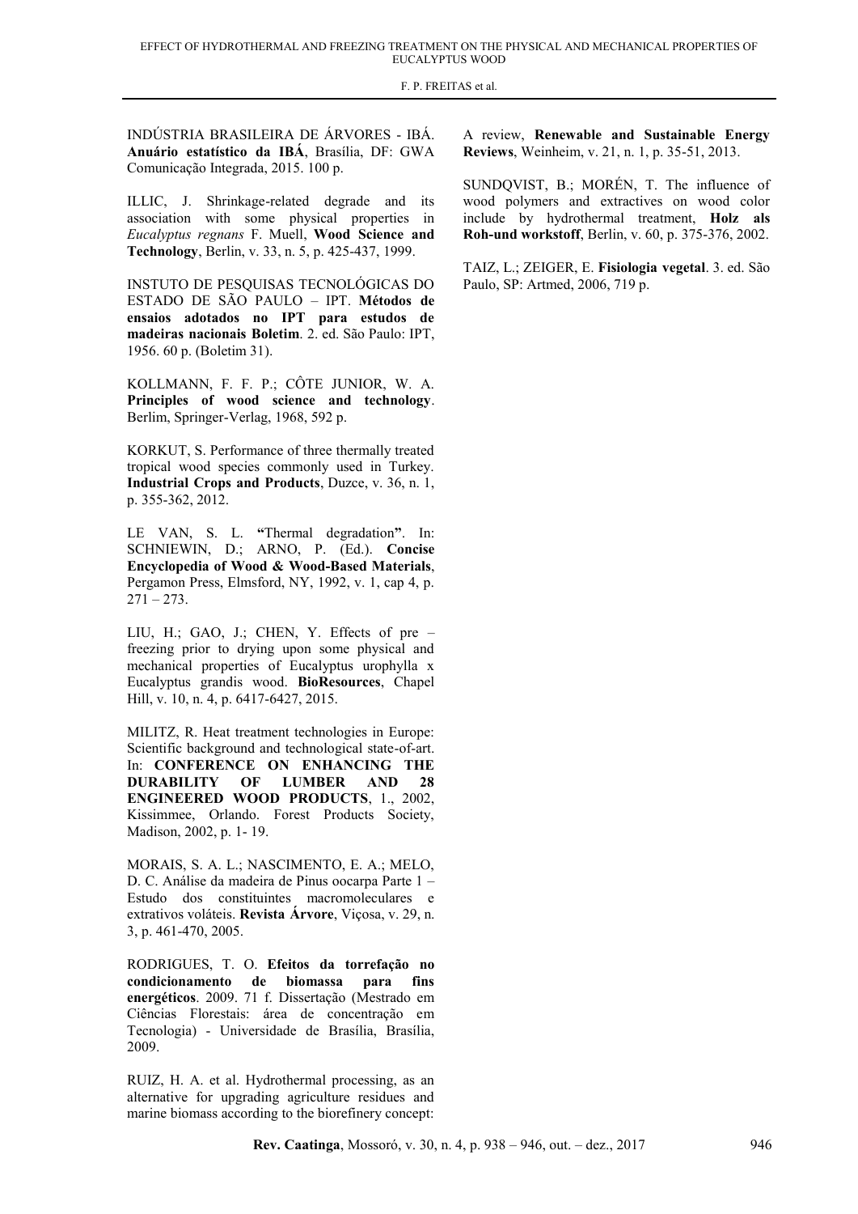INDÚSTRIA BRASILEIRA DE ÁRVORES - IBÁ. **Anuário estatístico da IBÁ**, Brasília, DF: GWA Comunicação Integrada, 2015. 100 p.

ILLIC, J. Shrinkage-related degrade and its association with some physical properties in *Eucalyptus regnans* F. Muell, **Wood Science and Technology**, Berlin, v. 33, n. 5, p. 425-437, 1999.

INSTUTO DE PESQUISAS TECNOLÓGICAS DO ESTADO DE SÃO PAULO – IPT. **Métodos de ensaios adotados no IPT para estudos de madeiras nacionais Boletim**. 2. ed. São Paulo: IPT, 1956. 60 p. (Boletim 31).

KOLLMANN, F. F. P.; CÔTE JUNIOR, W. A. **Principles of wood science and technology**. Berlim, Springer-Verlag, 1968, 592 p.

KORKUT, S. Performance of three thermally treated tropical wood species commonly used in Turkey. **Industrial Crops and Products**, Duzce, v. 36, n. 1, p. 355-362, 2012.

LE VAN, S. L. **"**Thermal degradation**"**. In: SCHNIEWIN, D.; ARNO, P. (Ed.). **Concise Encyclopedia of Wood & Wood-Based Materials**, Pergamon Press, Elmsford, NY, 1992, v. 1, cap 4, p. 271 – 273.

LIU, H.; GAO, J.; CHEN, Y. Effects of pre – freezing prior to drying upon some physical and mechanical properties of Eucalyptus urophylla x Eucalyptus grandis wood. **BioResources**, Chapel Hill, v. 10, n. 4, p. 6417-6427, 2015.

MILITZ, R. Heat treatment technologies in Europe: Scientific background and technological state-of-art. In: **CONFERENCE ON ENHANCING THE DURABILITY OF LUMBER AND 28 ENGINEERED WOOD PRODUCTS**, 1., 2002, Kissimmee, Orlando. Forest Products Society, Madison, 2002, p. 1- 19.

MORAIS, S. A. L.; NASCIMENTO, E. A.; MELO, D. C. Análise da madeira de Pinus oocarpa Parte 1 – Estudo dos constituintes macromoleculares e extrativos voláteis. **Revista Árvore**, Viçosa, v. 29, n. 3, p. 461-470, 2005.

RODRIGUES, T. O. **Efeitos da torrefação no condicionamento de biomassa para fins energéticos**. 2009. 71 f. Dissertação (Mestrado em Ciências Florestais: área de concentração em Tecnologia) - Universidade de Brasília, Brasília, 2009.

RUIZ, H. A. et al. Hydrothermal processing, as an alternative for upgrading agriculture residues and marine biomass according to the biorefinery concept: A review, **Renewable and Sustainable Energy Reviews**, Weinheim, v. 21, n. 1, p. 35-51, 2013.

SUNDQVIST, B.; MORÉN, T. The influence of wood polymers and extractives on wood color include by hydrothermal treatment, **Holz als Roh-und workstoff**, Berlin, v. 60, p. 375-376, 2002.

TAIZ, L.; ZEIGER, E. **Fisiologia vegetal**. 3. ed. São Paulo, SP: Artmed, 2006, 719 p.